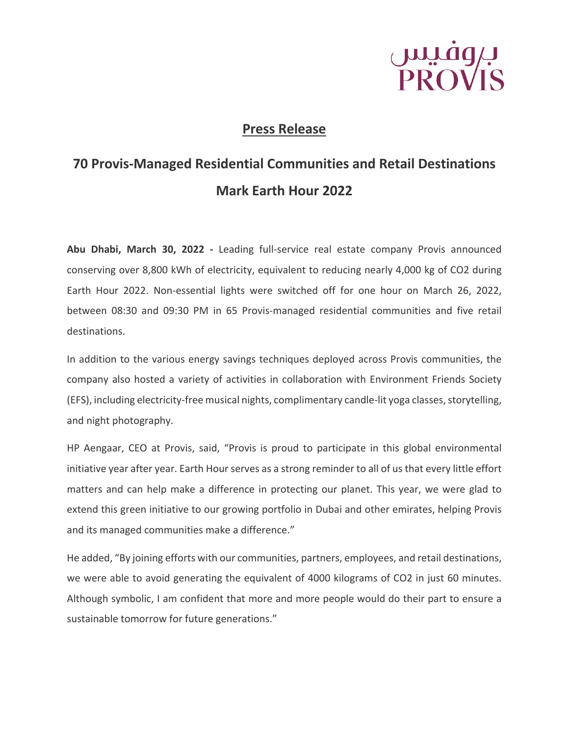بروفيس
PROVIS

## Press Release

# 70 Provis-Managed Residential Communities and Retail Destinations Mark Earth Hour 2022

**Abu Dhabi, March 30, 2022 -** Leading full-service real estate company Provis announced conserving over 8,800 kWh of electricity, equivalent to reducing nearly 4,000 kg of $CO_2$ during Earth Hour 2022. Non-essential lights were switched off for one hour on March 26, 2022, between 08:30 and 09:30 PM in 65 Provis-managed residential communities and five retail destinations.

In addition to the various energy savings techniques deployed across Provis communities, the company also hosted a variety of activities in collaboration with Environment Friends Society (EFS), including electricity-free musical nights, complimentary candle-lit yoga classes, storytelling, and night photography.

HP Aengaar, CEO at Provis, said, "Provis is proud to participate in this global environmental initiative year after year. Earth Hour serves as a strong reminder to all of us that every little effort matters and can help make a difference in protecting our planet. This year, we were glad to extend this green initiative to our growing portfolio in Dubai and other emirates, helping Provis and its managed communities make a difference."

He added, "By joining efforts with our communities, partners, employees, and retail destinations, we were able to avoid generating the equivalent of 4000 kilograms of $CO_2$ in just 60 minutes. Although symbolic, I am confident that more and more people would do their part to ensure a sustainable tomorrow for future generations."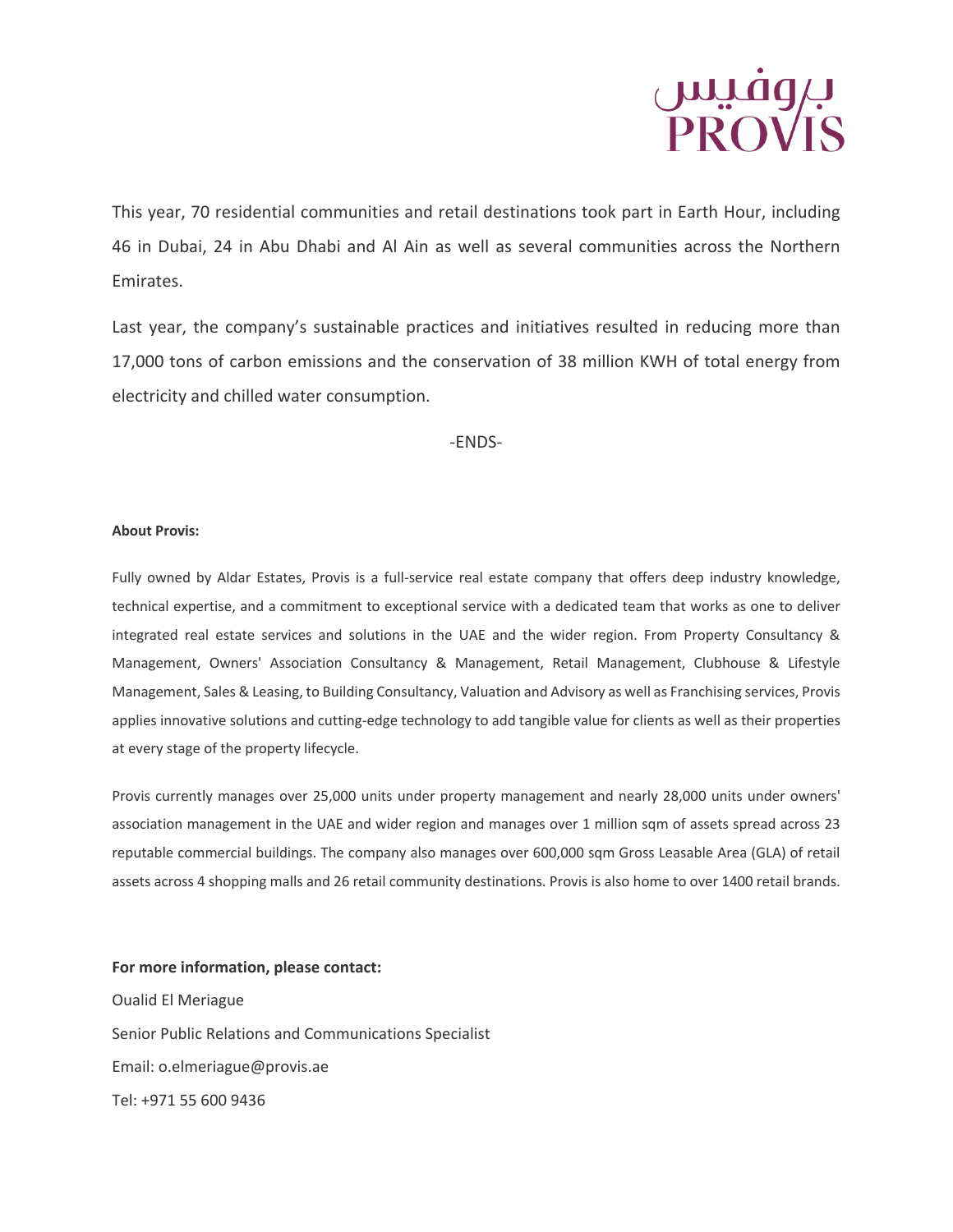This year, 70 residential communities and retail destinations took part in Earth Hour, including 46 in Dubai, 24 in Abu Dhabi and Al Ain as well as several communities across the Northern Emirates.

Last year, the company's sustainable practices and initiatives resulted in reducing more than 17,000 tons of carbon emissions and the conservation of 38 million KWH of total energy from electricity and chilled water consumption.

-ENDS-

**About Provis:**

Fully owned by Aldar Estates, Provis is a full-service real estate company that offers deep industry knowledge, technical expertise, and a commitment to exceptional service with a dedicated team that works as one to deliver integrated real estate services and solutions in the UAE and the wider region. From Property Consultancy & Management, Owners' Association Consultancy & Management, Retail Management, Clubhouse & Lifestyle Management, Sales & Leasing, to Building Consultancy, Valuation and Advisory as well as Franchising services, Provis applies innovative solutions and cutting-edge technology to add tangible value for clients as well as their properties at every stage of the property lifecycle.

Provis currently manages over 25,000 units under property management and nearly 28,000 units under owners' association management in the UAE and wider region and manages over 1 million sqm of assets spread across 23 reputable commercial buildings. The company also manages over 600,000 sqm Gross Leasable Area (GLA) of retail assets across 4 shopping malls and 26 retail community destinations. Provis is also home to over 1400 retail brands.

**For more information, please contact:**

Oualid El Meriague

Senior Public Relations and Communications Specialist

Email: o.elmeriague@provis.ae

Tel: +971 55 600 9436